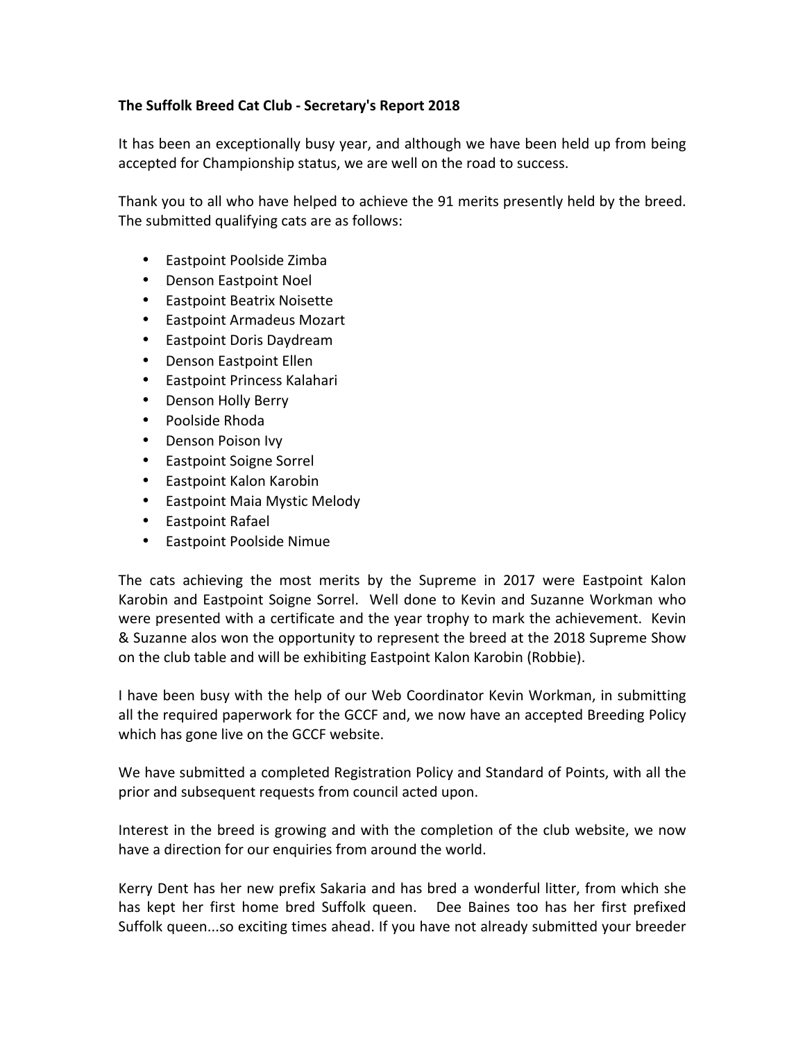**The Suffolk Breed Cat Club - Secretary's Report 2018**

It has been an exceptionally busy year, and although we have been held up from being accepted for Championship status, we are well on the road to success.

Thank you to all who have helped to achieve the 91 merits presently held by the breed. The submitted qualifying cats are as follows:

- Eastpoint Poolside Zimba
- Denson Eastpoint Noel
- Eastpoint Beatrix Noisette
- Eastpoint Armadeus Mozart
- Eastpoint Doris Daydream
- Denson Eastpoint Ellen
- Eastpoint Princess Kalahari
- Denson Holly Berry
- Poolside Rhoda
- Denson Poison Ivy
- Eastpoint Soigne Sorrel
- Eastpoint Kalon Karobin
- Eastpoint Maia Mystic Melody
- Eastpoint Rafael
- Eastpoint Poolside Nimue

The cats achieving the most merits by the Supreme in 2017 were Eastpoint Kalon Karobin and Eastpoint Soigne Sorrel. Well done to Kevin and Suzanne Workman who were presented with a certificate and the year trophy to mark the achievement. Kevin & Suzanne alos won the opportunity to represent the breed at the 2018 Supreme Show on the club table and will be exhibiting Eastpoint Kalon Karobin (Robbie).

I have been busy with the help of our Web Coordinator Kevin Workman, in submitting all the required paperwork for the GCCF and, we now have an accepted Breeding Policy which has gone live on the GCCF website.

We have submitted a completed Registration Policy and Standard of Points, with all the prior and subsequent requests from council acted upon.

Interest in the breed is growing and with the completion of the club website, we now have a direction for our enquiries from around the world.

Kerry Dent has her new prefix Sakaria and has bred a wonderful litter, from which she has kept her first home bred Suffolk queen. Dee Baines too has her first prefixed Suffolk queen...so exciting times ahead. If you have not already submitted your breeder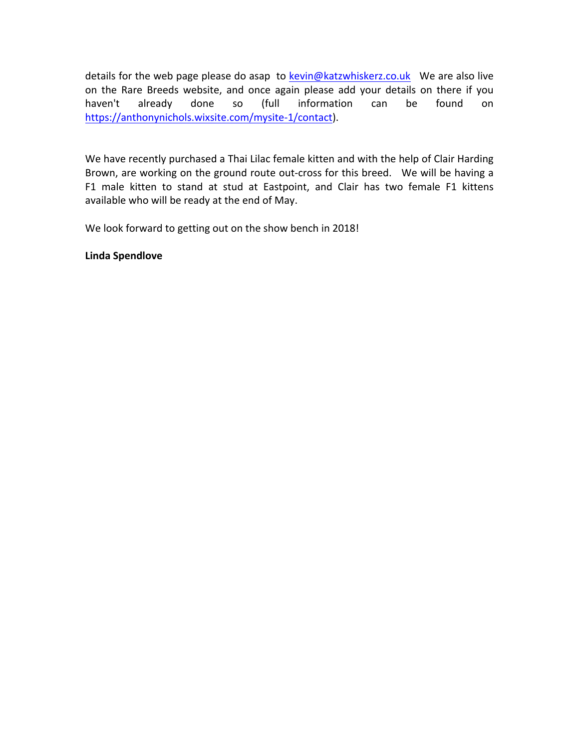details for the web page please do asap to kevin@katzwhiskerz.co.uk We are also live on the Rare Breeds website, and once again please add your details on there if you haven't already done so (full information can be found on https://anthonynichols.wixsite.com/mysite-1/contact).

We have recently purchased a Thai Lilac female kitten and with the help of Clair Harding Brown, are working on the ground route out-cross for this breed. We will be having a F1 male kitten to stand at stud at Eastpoint, and Clair has two female F1 kittens available who will be ready at the end of May.

We look forward to getting out on the show bench in 2018!

**Linda Spendlove**